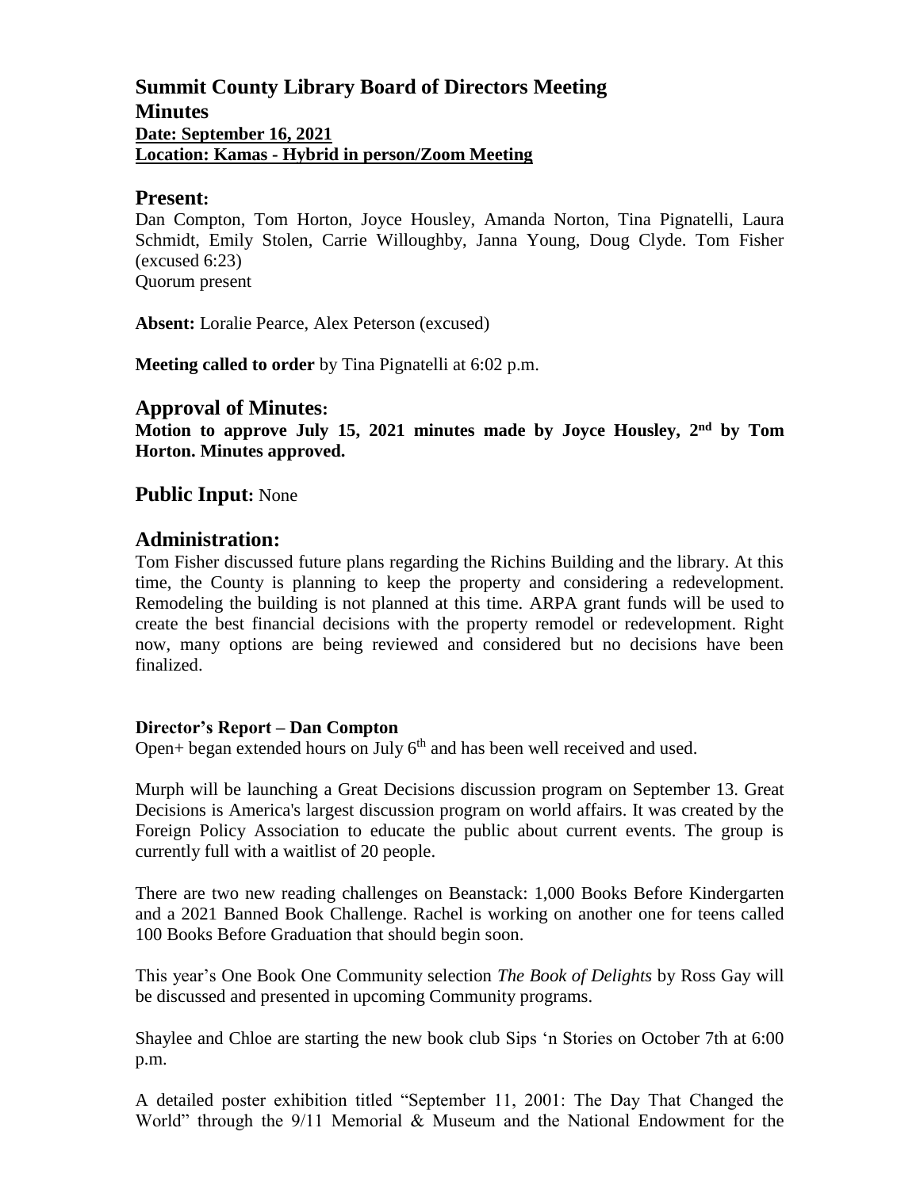# Summit County Library Board of Directors Meeting

## Minutes

**Date: September 16, 2021**
**Location: Kamas - Hybrid in person/Zoom Meeting**

## Present:

Dan Compton, Tom Horton, Joyce Housley, Amanda Norton, Tina Pignatelli, Laura Schmidt, Emily Stolen, Carrie Willoughby, Janna Young, Doug Clyde. Tom Fisher (excused 6:23)
Quorum present

**Absent:** Loralie Pearce, Alex Peterson (excused)

**Meeting called to order** by Tina Pignatelli at 6:02 p.m.

## Approval of Minutes:

**Motion to approve July 15, 2021 minutes made by Joyce Housley, 2nd by Tom Horton. Minutes approved.**

## Public Input: None

## Administration:

Tom Fisher discussed future plans regarding the Richins Building and the library. At this time, the County is planning to keep the property and considering a redevelopment. Remodeling the building is not planned at this time. ARPA grant funds will be used to create the best financial decisions with the property remodel or redevelopment. Right now, many options are being reviewed and considered but no decisions have been finalized.

### Director's Report – Dan Compton

Open+ began extended hours on July 6th and has been well received and used.

Murph will be launching a Great Decisions discussion program on September 13. Great Decisions is America's largest discussion program on world affairs. It was created by the Foreign Policy Association to educate the public about current events. The group is currently full with a waitlist of 20 people.

There are two new reading challenges on Beanstack: 1,000 Books Before Kindergarten and a 2021 Banned Book Challenge. Rachel is working on another one for teens called 100 Books Before Graduation that should begin soon.

This year's One Book One Community selection *The Book of Delights* by Ross Gay will be discussed and presented in upcoming Community programs.

Shaylee and Chloe are starting the new book club Sips 'n Stories on October 7th at 6:00 p.m.

A detailed poster exhibition titled "September 11, 2001: The Day That Changed the World" through the 9/11 Memorial & Museum and the National Endowment for the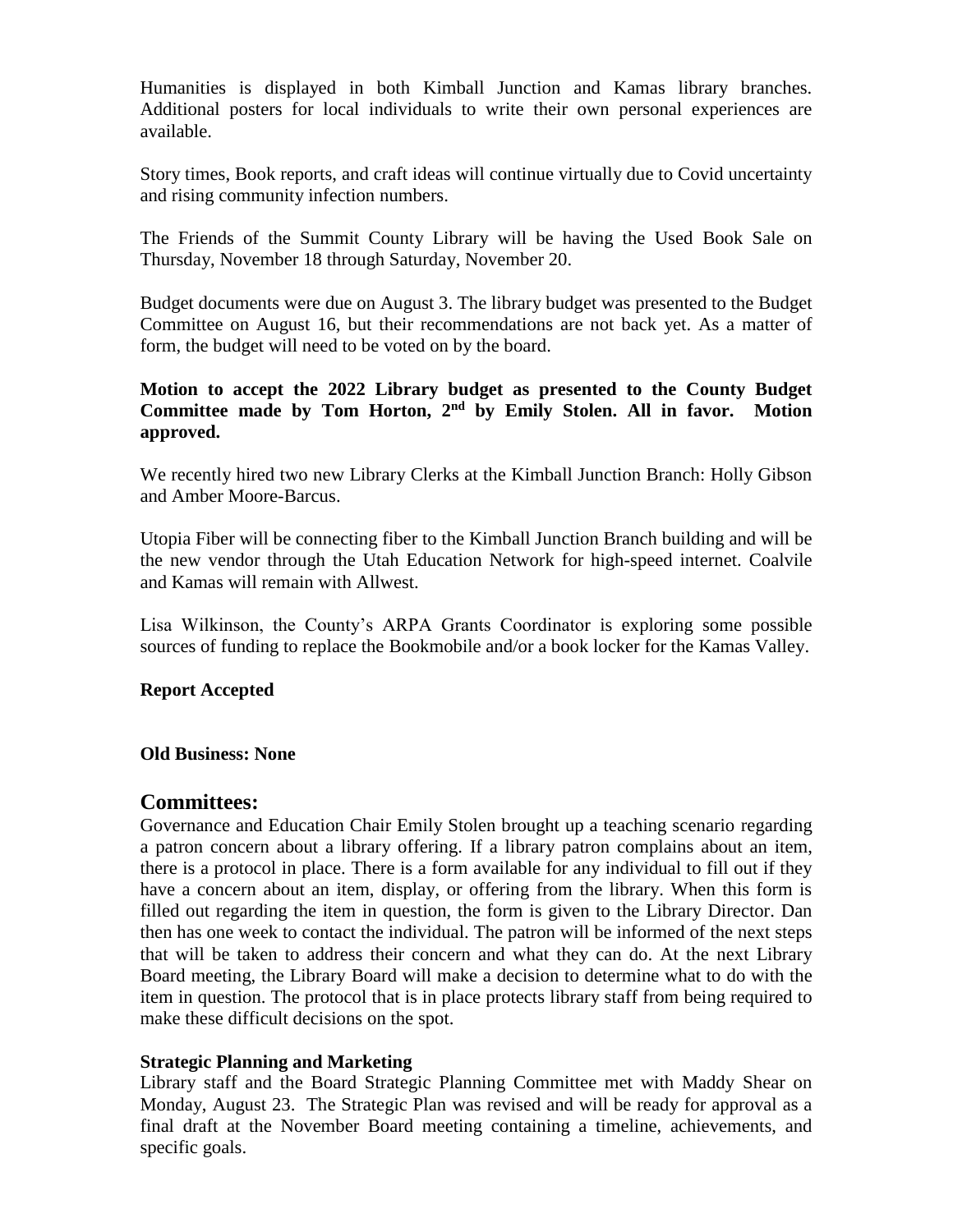Humanities is displayed in both Kimball Junction and Kamas library branches. Additional posters for local individuals to write their own personal experiences are available.

Story times, Book reports, and craft ideas will continue virtually due to Covid uncertainty and rising community infection numbers.

The Friends of the Summit County Library will be having the Used Book Sale on Thursday, November 18 through Saturday, November 20.

Budget documents were due on August 3. The library budget was presented to the Budget Committee on August 16, but their recommendations are not back yet. As a matter of form, the budget will need to be voted on by the board.

**Motion to accept the 2022 Library budget as presented to the County Budget Committee made by Tom Horton, 2nd by Emily Stolen. All in favor. Motion approved.**

We recently hired two new Library Clerks at the Kimball Junction Branch: Holly Gibson and Amber Moore-Barcus.

Utopia Fiber will be connecting fiber to the Kimball Junction Branch building and will be the new vendor through the Utah Education Network for high-speed internet. Coalvile and Kamas will remain with Allwest.

Lisa Wilkinson, the County's ARPA Grants Coordinator is exploring some possible sources of funding to replace the Bookmobile and/or a book locker for the Kamas Valley.

**Report Accepted**

**Old Business: None**

## Committees:

Governance and Education Chair Emily Stolen brought up a teaching scenario regarding a patron concern about a library offering. If a library patron complains about an item, there is a protocol in place. There is a form available for any individual to fill out if they have a concern about an item, display, or offering from the library. When this form is filled out regarding the item in question, the form is given to the Library Director. Dan then has one week to contact the individual. The patron will be informed of the next steps that will be taken to address their concern and what they can do. At the next Library Board meeting, the Library Board will make a decision to determine what to do with the item in question. The protocol that is in place protects library staff from being required to make these difficult decisions on the spot.

**Strategic Planning and Marketing**

Library staff and the Board Strategic Planning Committee met with Maddy Shear on Monday, August 23. The Strategic Plan was revised and will be ready for approval as a final draft at the November Board meeting containing a timeline, achievements, and specific goals.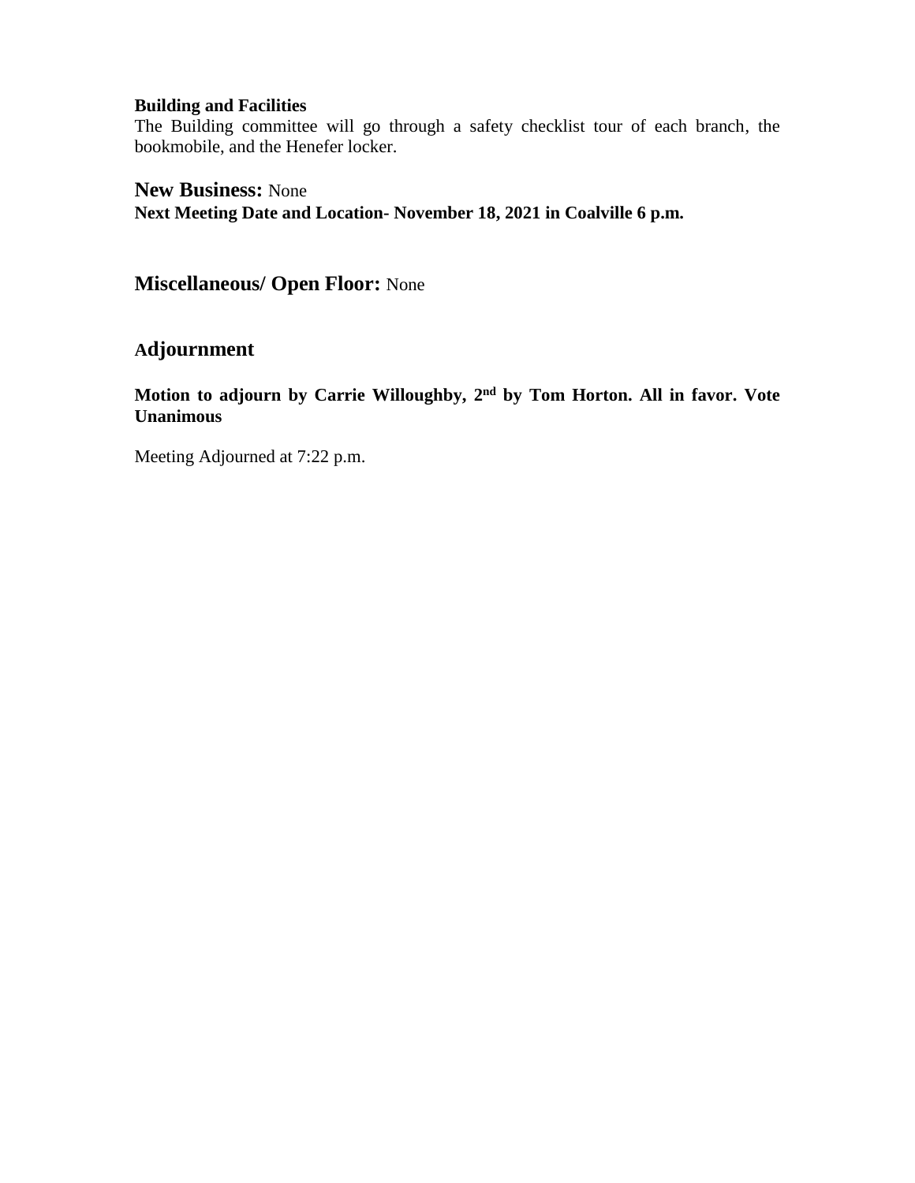**Building and Facilities**
The Building committee will go through a safety checklist tour of each branch, the bookmobile, and the Henefer locker.

## New Business: None

**Next Meeting Date and Location- November 18, 2021 in Coalville 6 p.m.**

## Miscellaneous/ Open Floor: None

## Adjournment

**Motion to adjourn by Carrie Willoughby, 2nd by Tom Horton. All in favor. Vote Unanimous**

Meeting Adjourned at 7:22 p.m.